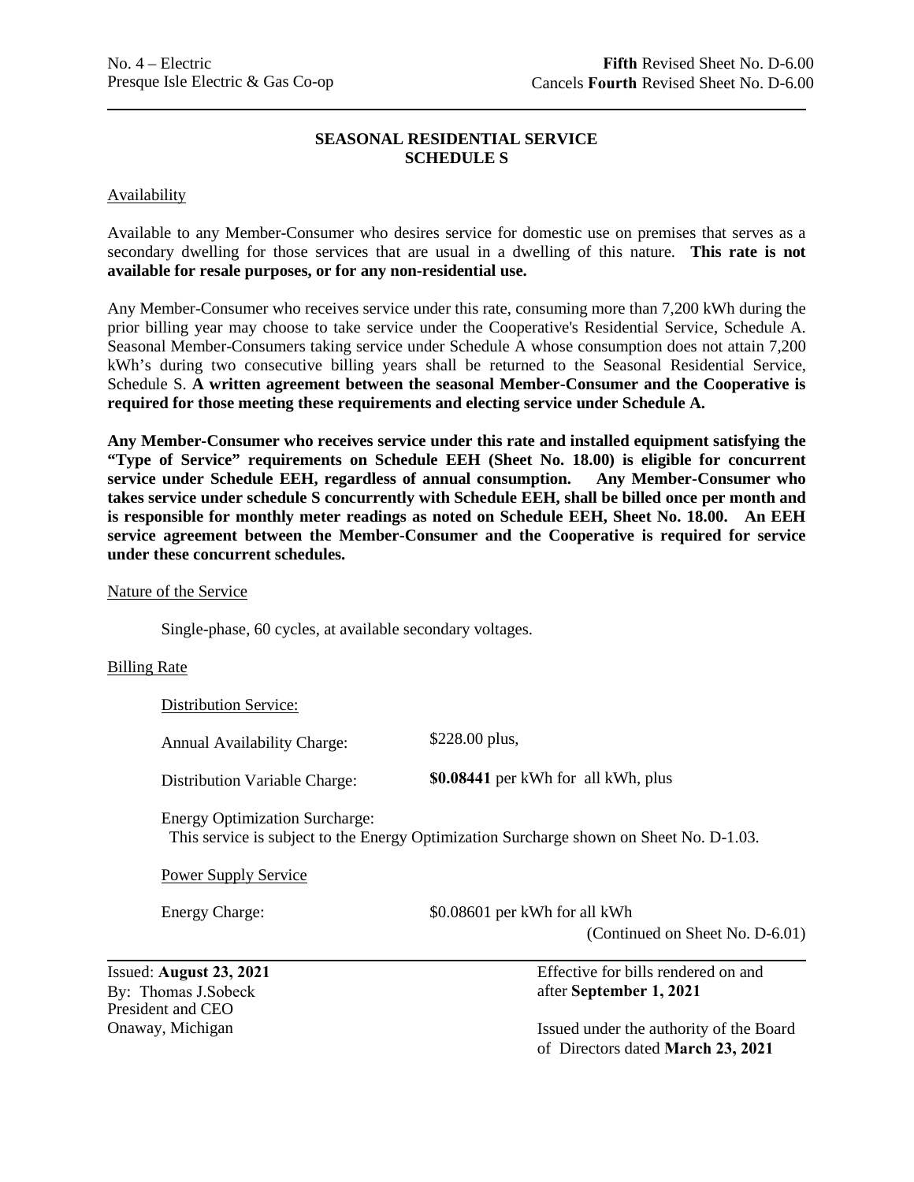No. 4 – Electric
Presque Isle Electric & Gas Co-op

**Fifth** Revised Sheet No. D-6.00
Cancels **Fourth** Revised Sheet No. D-6.00

## SEASONAL RESIDENTIAL SERVICE
## SCHEDULE S

Availability

Available to any Member-Consumer who desires service for domestic use on premises that serves as a secondary dwelling for those services that are usual in a dwelling of this nature. **This rate is not available for resale purposes, or for any non-residential use.**

Any Member-Consumer who receives service under this rate, consuming more than 7,200 kWh during the prior billing year may choose to take service under the Cooperative's Residential Service, Schedule A. Seasonal Member-Consumers taking service under Schedule A whose consumption does not attain 7,200 kWh's during two consecutive billing years shall be returned to the Seasonal Residential Service, Schedule S. **A written agreement between the seasonal Member-Consumer and the Cooperative is required for those meeting these requirements and electing service under Schedule A.**

**Any Member-Consumer who receives service under this rate and installed equipment satisfying the "Type of Service" requirements on Schedule EEH (Sheet No. 18.00) is eligible for concurrent service under Schedule EEH, regardless of annual consumption. Any Member-Consumer who takes service under schedule S concurrently with Schedule EEH, shall be billed once per month and is responsible for monthly meter readings as noted on Schedule EEH, Sheet No. 18.00. An EEH service agreement between the Member-Consumer and the Cooperative is required for service under these concurrent schedules.**

Nature of the Service

Single-phase, 60 cycles, at available secondary voltages.

Billing Rate

Distribution Service:

Annual Availability Charge: $228.00 plus,

Distribution Variable Charge: **$0.08441** per kWh for all kWh, plus

Energy Optimization Surcharge:
This service is subject to the Energy Optimization Surcharge shown on Sheet No. D-1.03.

Power Supply Service

Energy Charge: $0.08601 per kWh for all kWh

(Continued on Sheet No. D-6.01)

Issued: **August 23, 2021**
By: Thomas J.Sobeck
President and CEO
Onaway, Michigan

Effective for bills rendered on and after **September 1, 2021**

Issued under the authority of the Board of Directors dated **March 23, 2021**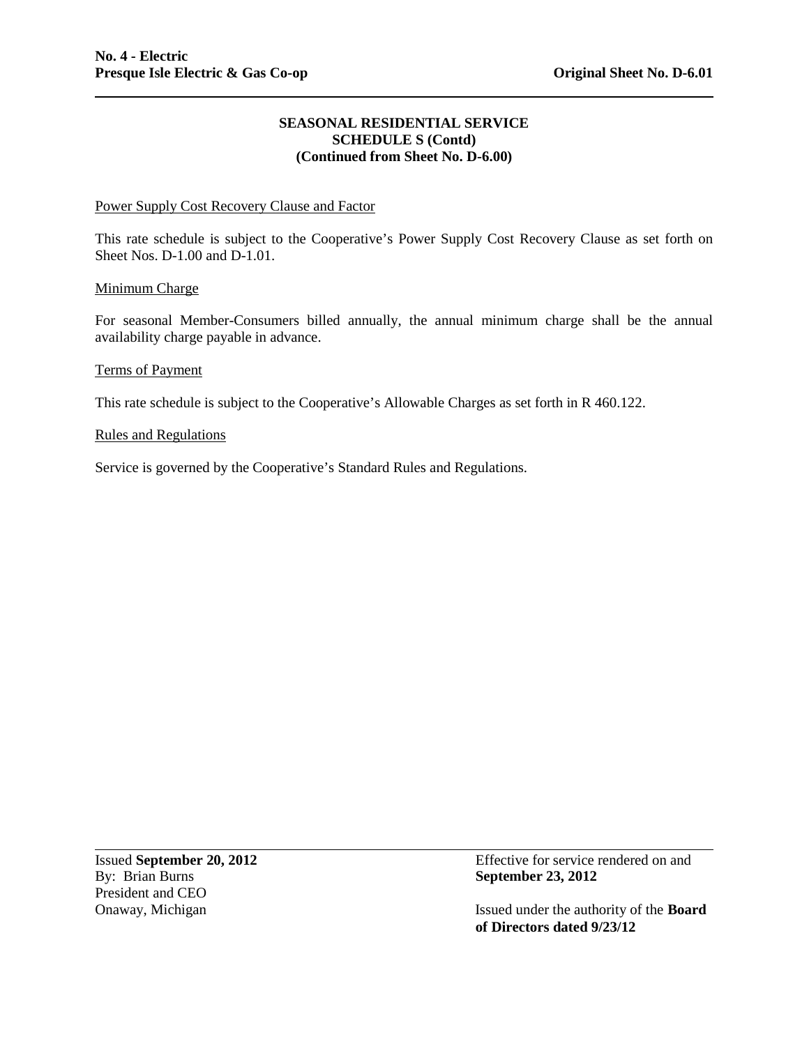**SEASONAL RESIDENTIAL SERVICE**
**SCHEDULE S (Contd)**
**(Continued from Sheet No. D-6.00)**

Power Supply Cost Recovery Clause and Factor

This rate schedule is subject to the Cooperative's Power Supply Cost Recovery Clause as set forth on Sheet Nos. D-1.00 and D-1.01.

Minimum Charge

For seasonal Member-Consumers billed annually, the annual minimum charge shall be the annual availability charge payable in advance.

Terms of Payment

This rate schedule is subject to the Cooperative's Allowable Charges as set forth in R 460.122.

Rules and Regulations

Service is governed by the Cooperative's Standard Rules and Regulations.

Issued **September 20, 2012**
By: Brian Burns
President and CEO
Onaway, Michigan

Effective for service rendered on and **September 23, 2012**

Issued under the authority of the **Board of Directors dated 9/23/12**